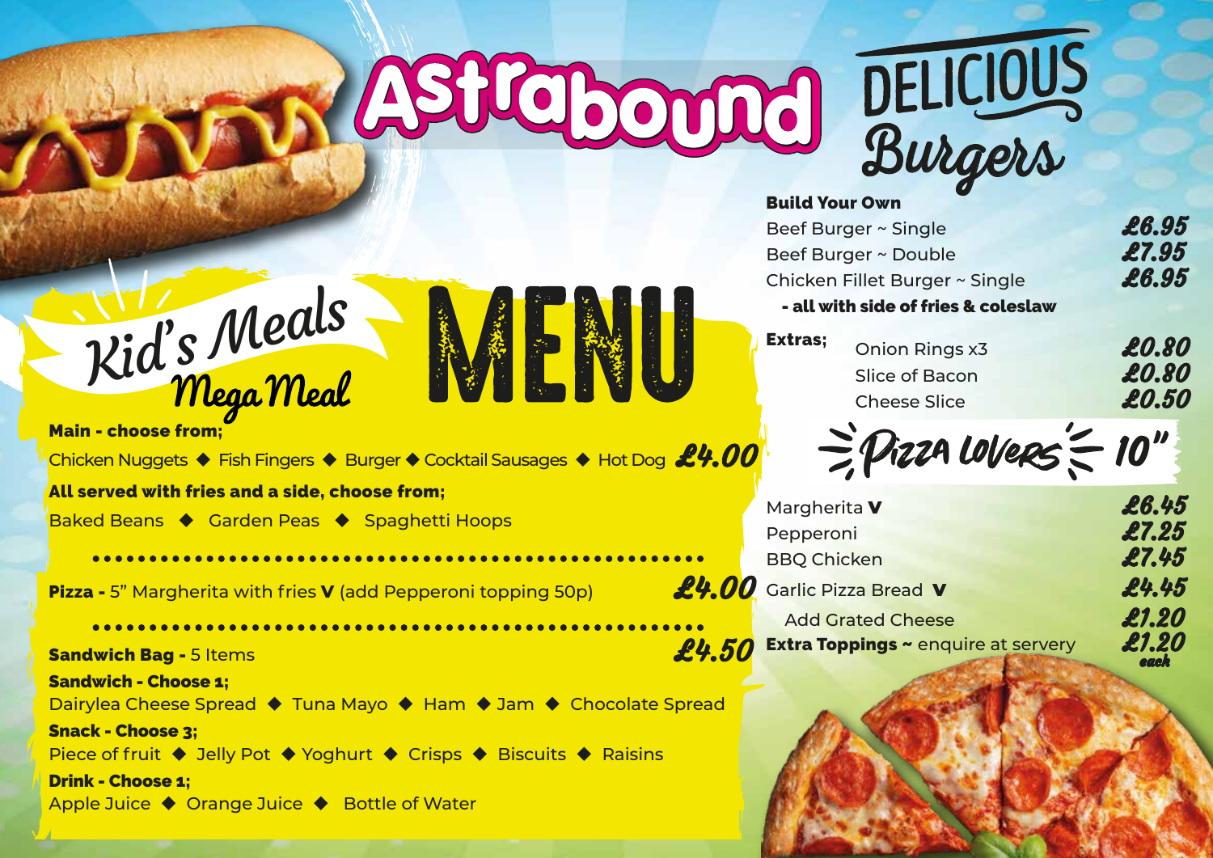# Astrabound

# MENU

## Kid's Meals

### Mega Meal

**Main - choose from;**

Chicken Nuggets ◆ Fish Fingers ◆ Burger ◆ Cocktail Sausages ◆ Hot Dog **£4.00**

**All served with fries and a side, choose from;**

Baked Beans ◆ Garden Peas ◆ Spaghetti Hoops

**Pizza -** 5" Margherita with fries **V** (add Pepperoni topping 50p) **£4.00**

**Sandwich Bag -** 5 Items **£4.50**

**Sandwich - Choose 1;**

Dairylea Cheese Spread ◆ Tuna Mayo ◆ Ham ◆ Jam ◆ Chocolate Spread

**Snack - Choose 3;**

Piece of fruit ◆ Jelly Pot ◆ Yoghurt ◆ Crisps ◆ Biscuits ◆ Raisins

**Drink - Choose 1;**

Apple Juice ◆ Orange Juice ◆ Bottle of Water

## DELICIOUS Burgers

**Build Your Own**

| Item | Price |
| --- | --- |
| Beef Burger ~ Single | £6.95 |
| Beef Burger ~ Double | £7.95 |
| Chicken Fillet Burger ~ Single | £6.95 |

**- all with side of fries & coleslaw**

**Extras;**

| Item | Price |
| --- | --- |
| Onion Rings x3 | £0.80 |
| Slice of Bacon | £0.80 |
| Cheese Slice | £0.50 |

## Pizza Lovers 10"

| Item | Price |
| --- | --- |
| Margherita **V** | £6.45 |
| Pepperoni | £7.25 |
| BBQ Chicken | £7.45 |
| Garlic Pizza Bread **V** | £4.45 |
| Add Grated Cheese | £1.20 |
| **Extra Toppings ~** enquire at servery | £1.20 each |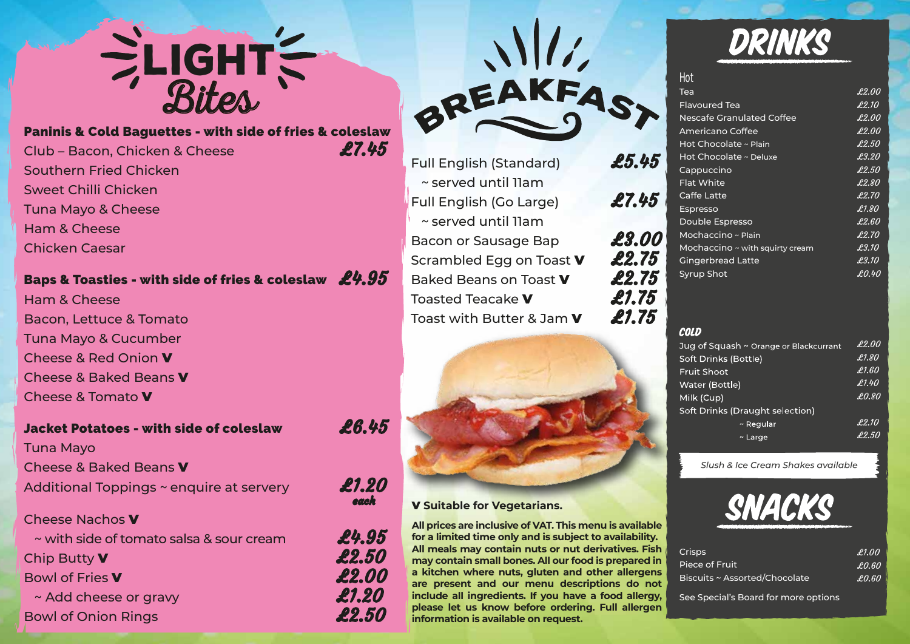# LIGHT Bites

### Paninis & Cold Baguettes - with side of fries & coleslaw

Club – Bacon, Chicken & Cheese **£7.45**
Southern Fried Chicken
Sweet Chilli Chicken
Tuna Mayo & Cheese
Ham & Cheese
Chicken Caesar

### Baps & Toasties - with side of fries & coleslaw **£4.95**

Ham & Cheese
Bacon, Lettuce & Tomato
Tuna Mayo & Cucumber
Cheese & Red Onion **V**
Cheese & Baked Beans **V**
Cheese & Tomato **V**

### Jacket Potatoes - with side of coleslaw **£6.45**

Tuna Mayo
Cheese & Baked Beans **V**
Additional Toppings ~ enquire at servery **£1.20 each**

| | |
|---|---|
| Cheese Nachos **V** ~ with side of tomato salsa & sour cream | £4.95 |
| Chip Butty **V** | £2.50 |
| Bowl of Fries **V** | £2.00 |
| ~ Add cheese or gravy | £1.20 |
| Bowl of Onion Rings | £2.50 |

# BREAKFAST

| | |
|---|---|
| Full English (Standard) ~ served until 11am | £5.45 |
| Full English (Go Large) ~ served until 11am | £7.45 |
| Bacon or Sausage Bap | £3.00 |
| Scrambled Egg on Toast **V** | £2.75 |
| Baked Beans on Toast **V** | £2.75 |
| Toasted Teacake **V** | £1.75 |
| Toast with Butter & Jam **V** | £1.75 |

**V Suitable for Vegetarians.**

**All prices are inclusive of VAT. This menu is available for a limited time only and is subject to availability. All meals may contain nuts or nut derivatives. Fish may contain small bones. All our food is prepared in a kitchen where nuts, gluten and other allergens are present and our menu descriptions do not include all ingredients. If you have a food allergy, please let us know before ordering. Full allergen information is available on request.**

# DRINKS

## Hot

| | |
|---|---|
| Tea | £2.00 |
| Flavoured Tea | £2.10 |
| Nescafe Granulated Coffee | £2.00 |
| Americano Coffee | £2.00 |
| Hot Chocolate ~ Plain | £2.50 |
| Hot Chocolate ~ Deluxe | £3.20 |
| Cappuccino | £2.50 |
| Flat White | £2.80 |
| Caffe Latte | £2.70 |
| Espresso | £1.80 |
| Double Espresso | £2.60 |
| Mochaccino ~ Plain | £2.70 |
| Mochaccino ~ with squirty cream | £3.10 |
| Gingerbread Latte | £3.10 |
| Syrup Shot | £0.40 |

## COLD

| | |
|---|---|
| Jug of Squash ~ Orange or Blackcurrant | £2.00 |
| Soft Drinks (Bottle) | £1.80 |
| Fruit Shoot | £1.60 |
| Water (Bottle) | £1.40 |
| Milk (Cup) | £0.80 |
| Soft Drinks (Draught selection) ~ Regular | £2.10 |
| ~ Large | £2.50 |

*Slush & Ice Cream Shakes available*

# SNACKS

| | |
|---|---|
| Crisps | £1.00 |
| Piece of Fruit | £0.60 |
| Biscuits ~ Assorted/Chocolate | £0.60 |

See Special's Board for more options